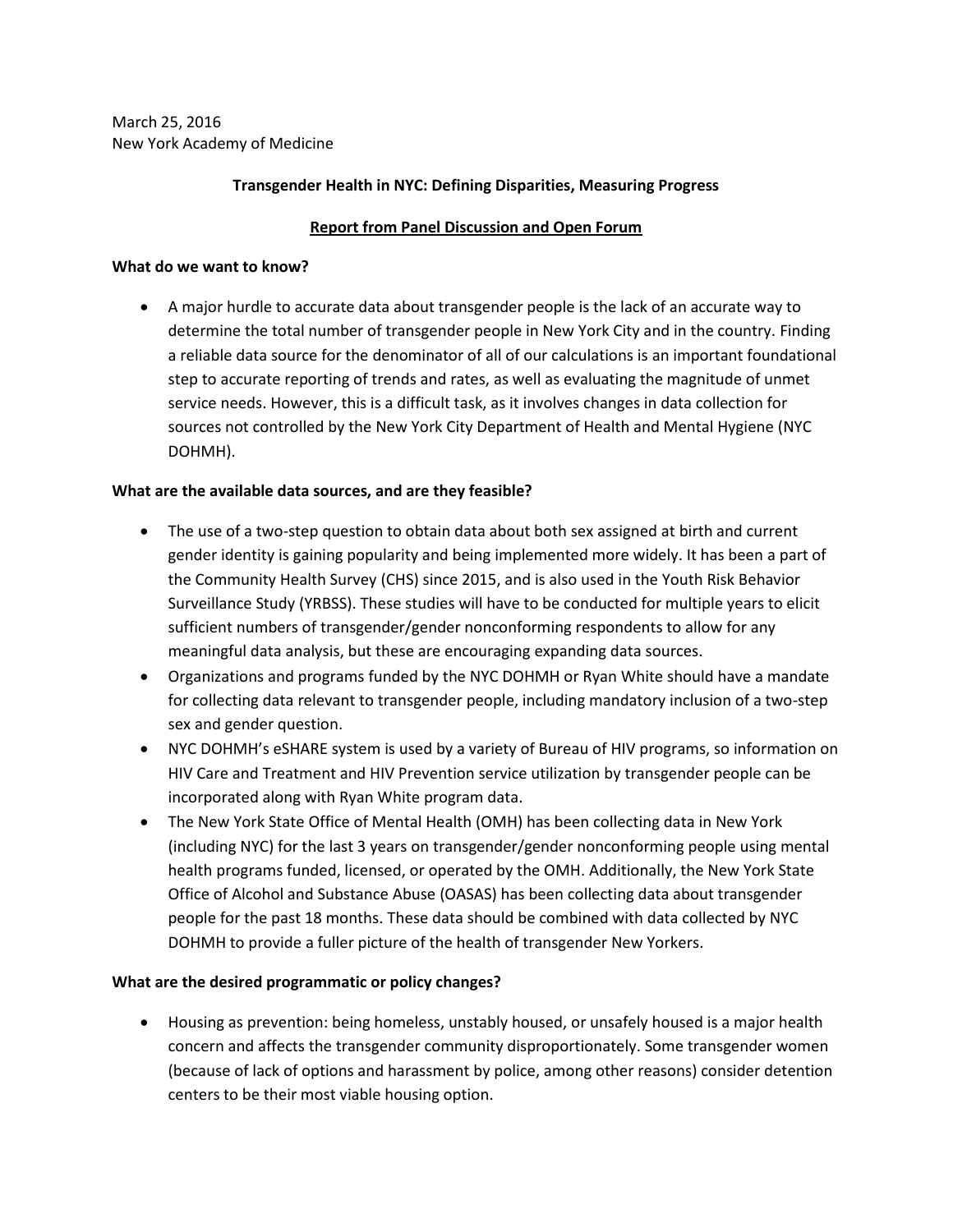March 25, 2016
New York Academy of Medicine

**Transgender Health in NYC: Defining Disparities, Measuring Progress**

**Report from Panel Discussion and Open Forum**

**What do we want to know?**

- A major hurdle to accurate data about transgender people is the lack of an accurate way to determine the total number of transgender people in New York City and in the country. Finding a reliable data source for the denominator of all of our calculations is an important foundational step to accurate reporting of trends and rates, as well as evaluating the magnitude of unmet service needs. However, this is a difficult task, as it involves changes in data collection for sources not controlled by the New York City Department of Health and Mental Hygiene (NYC DOHMH).

**What are the available data sources, and are they feasible?**

- The use of a two-step question to obtain data about both sex assigned at birth and current gender identity is gaining popularity and being implemented more widely. It has been a part of the Community Health Survey (CHS) since 2015, and is also used in the Youth Risk Behavior Surveillance Study (YRBSS). These studies will have to be conducted for multiple years to elicit sufficient numbers of transgender/gender nonconforming respondents to allow for any meaningful data analysis, but these are encouraging expanding data sources.
- Organizations and programs funded by the NYC DOHMH or Ryan White should have a mandate for collecting data relevant to transgender people, including mandatory inclusion of a two-step sex and gender question.
- NYC DOHMH's eSHARE system is used by a variety of Bureau of HIV programs, so information on HIV Care and Treatment and HIV Prevention service utilization by transgender people can be incorporated along with Ryan White program data.
- The New York State Office of Mental Health (OMH) has been collecting data in New York (including NYC) for the last 3 years on transgender/gender nonconforming people using mental health programs funded, licensed, or operated by the OMH. Additionally, the New York State Office of Alcohol and Substance Abuse (OASAS) has been collecting data about transgender people for the past 18 months. These data should be combined with data collected by NYC DOHMH to provide a fuller picture of the health of transgender New Yorkers.

**What are the desired programmatic or policy changes?**

- Housing as prevention: being homeless, unstably housed, or unsafely housed is a major health concern and affects the transgender community disproportionately. Some transgender women (because of lack of options and harassment by police, among other reasons) consider detention centers to be their most viable housing option.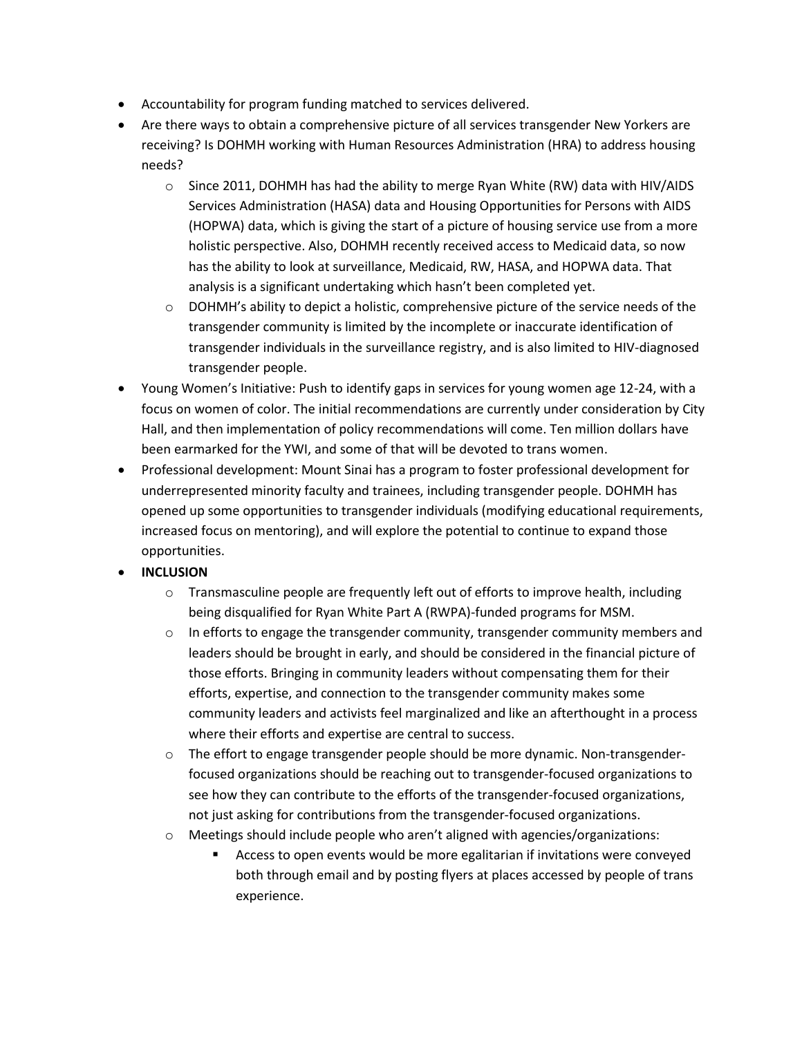- Accountability for program funding matched to services delivered.
- Are there ways to obtain a comprehensive picture of all services transgender New Yorkers are receiving? Is DOHMH working with Human Resources Administration (HRA) to address housing needs?
    - Since 2011, DOHMH has had the ability to merge Ryan White (RW) data with HIV/AIDS Services Administration (HASA) data and Housing Opportunities for Persons with AIDS (HOPWA) data, which is giving the start of a picture of housing service use from a more holistic perspective. Also, DOHMH recently received access to Medicaid data, so now has the ability to look at surveillance, Medicaid, RW, HASA, and HOPWA data. That analysis is a significant undertaking which hasn't been completed yet.
    - DOHMH's ability to depict a holistic, comprehensive picture of the service needs of the transgender community is limited by the incomplete or inaccurate identification of transgender individuals in the surveillance registry, and is also limited to HIV-diagnosed transgender people.
- Young Women's Initiative: Push to identify gaps in services for young women age 12-24, with a focus on women of color. The initial recommendations are currently under consideration by City Hall, and then implementation of policy recommendations will come. Ten million dollars have been earmarked for the YWI, and some of that will be devoted to trans women.
- Professional development: Mount Sinai has a program to foster professional development for underrepresented minority faculty and trainees, including transgender people. DOHMH has opened up some opportunities to transgender individuals (modifying educational requirements, increased focus on mentoring), and will explore the potential to continue to expand those opportunities.
- **INCLUSION**
    - Transmasculine people are frequently left out of efforts to improve health, including being disqualified for Ryan White Part A (RWPA)-funded programs for MSM.
    - In efforts to engage the transgender community, transgender community members and leaders should be brought in early, and should be considered in the financial picture of those efforts. Bringing in community leaders without compensating them for their efforts, expertise, and connection to the transgender community makes some community leaders and activists feel marginalized and like an afterthought in a process where their efforts and expertise are central to success.
    - The effort to engage transgender people should be more dynamic. Non-transgender-focused organizations should be reaching out to transgender-focused organizations to see how they can contribute to the efforts of the transgender-focused organizations, not just asking for contributions from the transgender-focused organizations.
    - Meetings should include people who aren't aligned with agencies/organizations:
        - Access to open events would be more egalitarian if invitations were conveyed both through email and by posting flyers at places accessed by people of trans experience.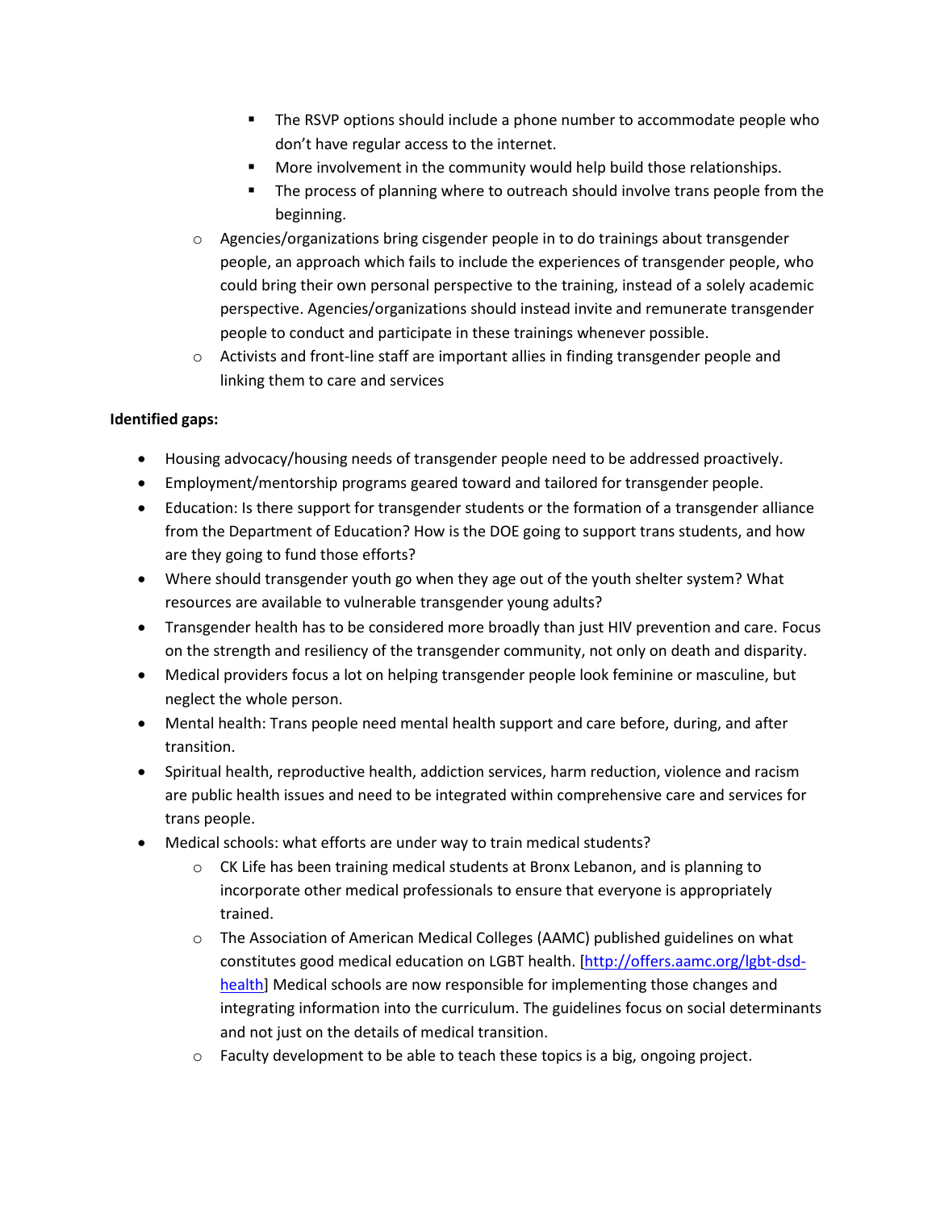- The RSVP options should include a phone number to accommodate people who don't have regular access to the internet.
        - More involvement in the community would help build those relationships.
        - The process of planning where to outreach should involve trans people from the beginning.
    - Agencies/organizations bring cisgender people in to do trainings about transgender people, an approach which fails to include the experiences of transgender people, who could bring their own personal perspective to the training, instead of a solely academic perspective. Agencies/organizations should instead invite and remunerate transgender people to conduct and participate in these trainings whenever possible.
    - Activists and front-line staff are important allies in finding transgender people and linking them to care and services

**Identified gaps:**

- Housing advocacy/housing needs of transgender people need to be addressed proactively.
- Employment/mentorship programs geared toward and tailored for transgender people.
- Education: Is there support for transgender students or the formation of a transgender alliance from the Department of Education? How is the DOE going to support trans students, and how are they going to fund those efforts?
- Where should transgender youth go when they age out of the youth shelter system? What resources are available to vulnerable transgender young adults?
- Transgender health has to be considered more broadly than just HIV prevention and care. Focus on the strength and resiliency of the transgender community, not only on death and disparity.
- Medical providers focus a lot on helping transgender people look feminine or masculine, but neglect the whole person.
- Mental health: Trans people need mental health support and care before, during, and after transition.
- Spiritual health, reproductive health, addiction services, harm reduction, violence and racism are public health issues and need to be integrated within comprehensive care and services for trans people.
- Medical schools: what efforts are under way to train medical students?
    - CK Life has been training medical students at Bronx Lebanon, and is planning to incorporate other medical professionals to ensure that everyone is appropriately trained.
    - The Association of American Medical Colleges (AAMC) published guidelines on what constitutes good medical education on LGBT health. [http://offers.aamc.org/lgbt-dsd-health] Medical schools are now responsible for implementing those changes and integrating information into the curriculum. The guidelines focus on social determinants and not just on the details of medical transition.
    - Faculty development to be able to teach these topics is a big, ongoing project.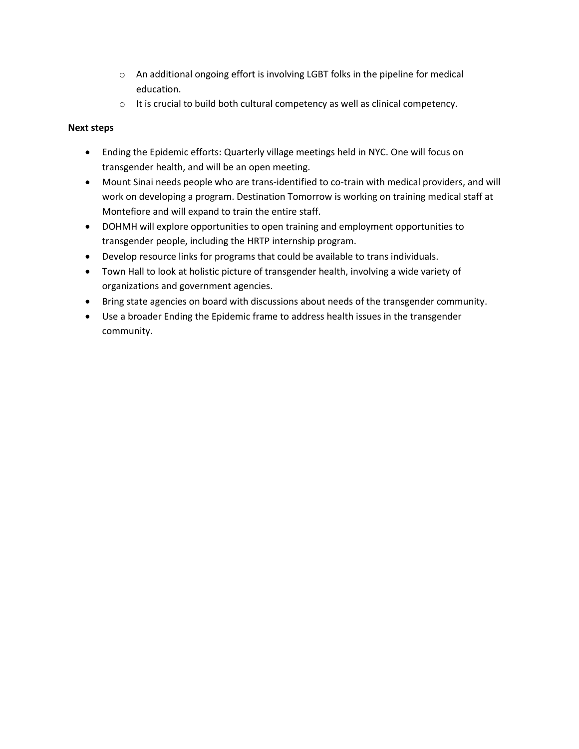- An additional ongoing effort is involving LGBT folks in the pipeline for medical education.
  - It is crucial to build both cultural competency as well as clinical competency.

**Next steps**

- Ending the Epidemic efforts: Quarterly village meetings held in NYC. One will focus on transgender health, and will be an open meeting.
- Mount Sinai needs people who are trans-identified to co-train with medical providers, and will work on developing a program. Destination Tomorrow is working on training medical staff at Montefiore and will expand to train the entire staff.
- DOHMH will explore opportunities to open training and employment opportunities to transgender people, including the HRTP internship program.
- Develop resource links for programs that could be available to trans individuals.
- Town Hall to look at holistic picture of transgender health, involving a wide variety of organizations and government agencies.
- Bring state agencies on board with discussions about needs of the transgender community.
- Use a broader Ending the Epidemic frame to address health issues in the transgender community.